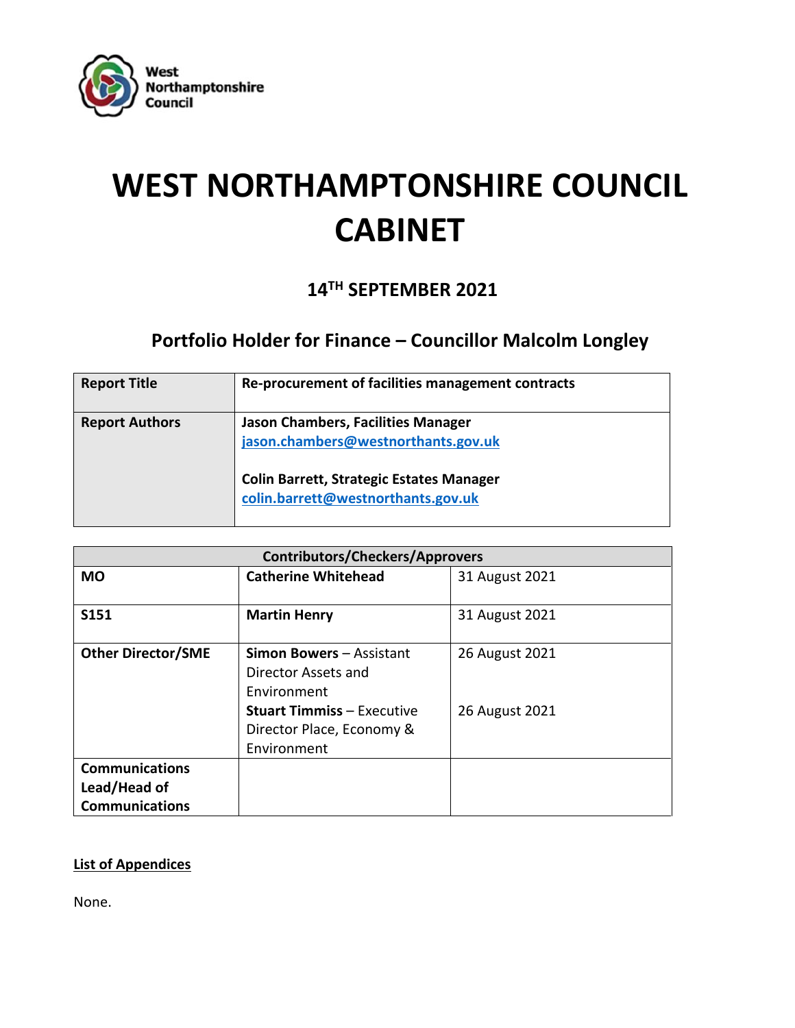# WEST NORTHAMPTONSHIRE COUNCIL CABINET

## 14TH SEPTEMBER 2021

## Portfolio Holder for Finance – Councillor Malcolm Longley

| | |
|---|---|
| **Report Title** | **Re-procurement of facilities management contracts** |
| **Report Authors** | **Jason Chambers, Facilities Manager** jason.chambers@westnorthants.gov.uk<br><br>**Colin Barrett, Strategic Estates Manager** colin.barrett@westnorthants.gov.uk |

| Contributors/Checkers/Approvers | | |
|---|---|---|
| **MO** | **Catherine Whitehead** | 31 August 2021 |
| **S151** | **Martin Henry** | 31 August 2021 |
| **Other Director/SME** | **Simon Bowers** – Assistant Director Assets and Environment<br>**Stuart Timmiss** – Executive Director Place, Economy & Environment | 26 August 2021<br><br>26 August 2021 |
| **Communications Lead/Head of Communications** | | |

**List of Appendices**

None.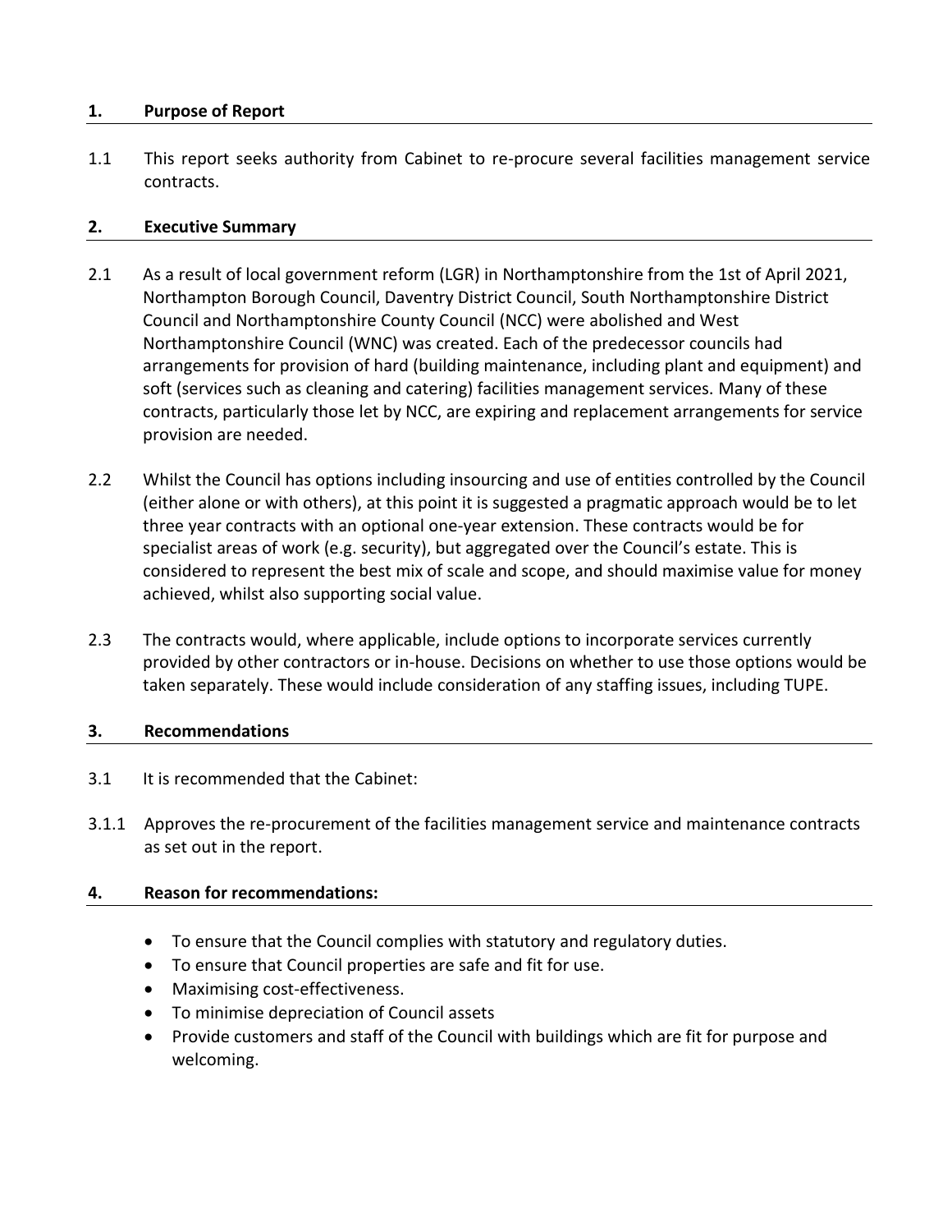## 1. Purpose of Report

1.1 This report seeks authority from Cabinet to re-procure several facilities management service contracts.

## 2. Executive Summary

2.1 As a result of local government reform (LGR) in Northamptonshire from the 1st of April 2021, Northampton Borough Council, Daventry District Council, South Northamptonshire District Council and Northamptonshire County Council (NCC) were abolished and West Northamptonshire Council (WNC) was created. Each of the predecessor councils had arrangements for provision of hard (building maintenance, including plant and equipment) and soft (services such as cleaning and catering) facilities management services. Many of these contracts, particularly those let by NCC, are expiring and replacement arrangements for service provision are needed.

2.2 Whilst the Council has options including insourcing and use of entities controlled by the Council (either alone or with others), at this point it is suggested a pragmatic approach would be to let three year contracts with an optional one-year extension. These contracts would be for specialist areas of work (e.g. security), but aggregated over the Council's estate. This is considered to represent the best mix of scale and scope, and should maximise value for money achieved, whilst also supporting social value.

2.3 The contracts would, where applicable, include options to incorporate services currently provided by other contractors or in-house. Decisions on whether to use those options would be taken separately. These would include consideration of any staffing issues, including TUPE.

## 3. Recommendations

3.1 It is recommended that the Cabinet:

3.1.1 Approves the re-procurement of the facilities management service and maintenance contracts as set out in the report.

## 4. Reason for recommendations:

- To ensure that the Council complies with statutory and regulatory duties.
- To ensure that Council properties are safe and fit for use.
- Maximising cost-effectiveness.
- To minimise depreciation of Council assets
- Provide customers and staff of the Council with buildings which are fit for purpose and welcoming.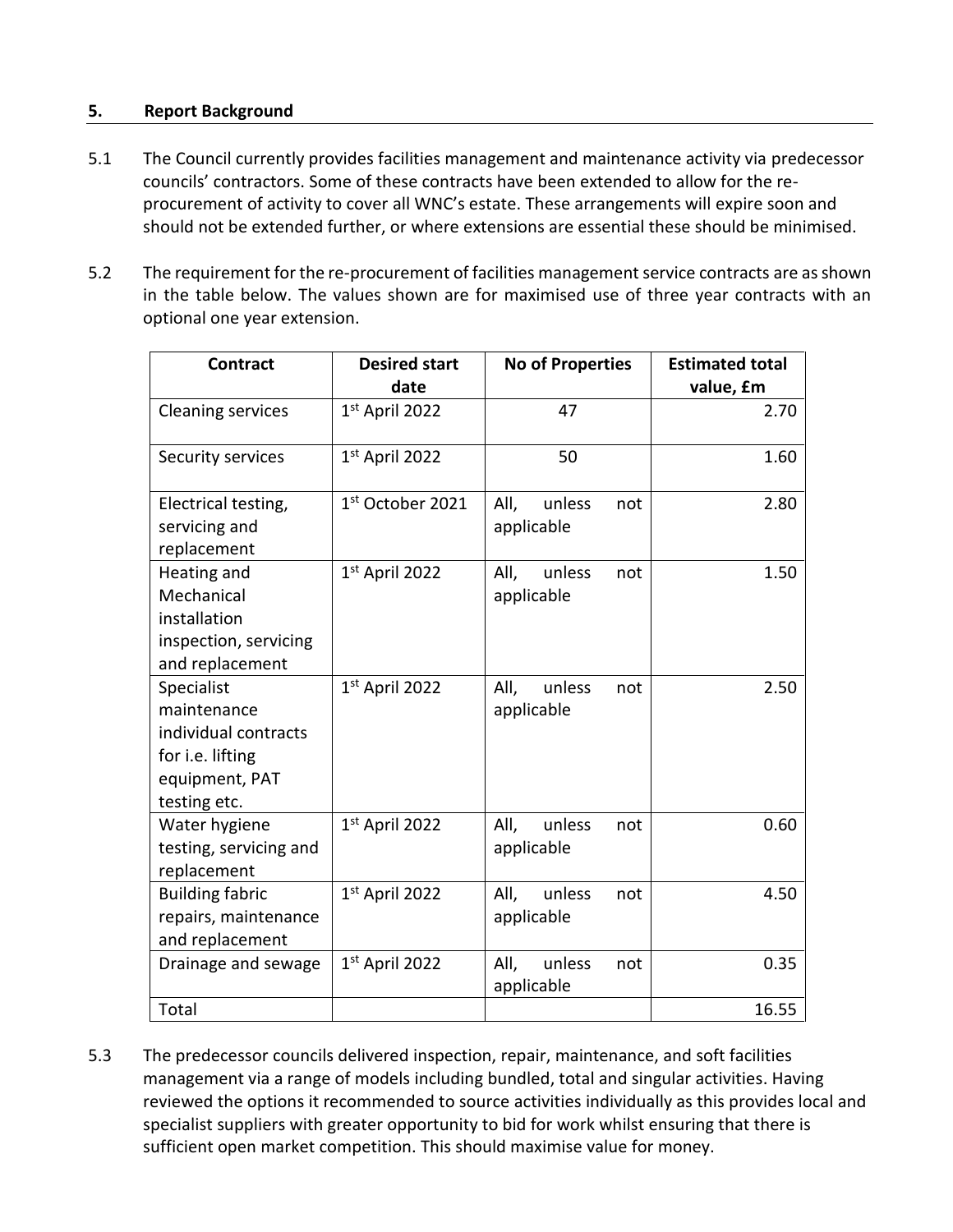## 5. Report Background

5.1 The Council currently provides facilities management and maintenance activity via predecessor councils' contractors. Some of these contracts have been extended to allow for the re-procurement of activity to cover all WNC's estate. These arrangements will expire soon and should not be extended further, or where extensions are essential these should be minimised.

5.2 The requirement for the re-procurement of facilities management service contracts are as shown in the table below. The values shown are for maximised use of three year contracts with an optional one year extension.

| Contract | Desired start date | No of Properties | Estimated total value, £m |
|---|---|---|---|
| Cleaning services | 1st April 2022 | 47 | 2.70 |
| Security services | 1st April 2022 | 50 | 1.60 |
| Electrical testing, servicing and replacement | 1st October 2021 | All, unless not applicable | 2.80 |
| Heating and Mechanical installation inspection, servicing and replacement | 1st April 2022 | All, unless not applicable | 1.50 |
| Specialist maintenance individual contracts for i.e. lifting equipment, PAT testing etc. | 1st April 2022 | All, unless not applicable | 2.50 |
| Water hygiene testing, servicing and replacement | 1st April 2022 | All, unless not applicable | 0.60 |
| Building fabric repairs, maintenance and replacement | 1st April 2022 | All, unless not applicable | 4.50 |
| Drainage and sewage | 1st April 2022 | All, unless not applicable | 0.35 |
| Total | | | 16.55 |

5.3 The predecessor councils delivered inspection, repair, maintenance, and soft facilities management via a range of models including bundled, total and singular activities. Having reviewed the options it recommended to source activities individually as this provides local and specialist suppliers with greater opportunity to bid for work whilst ensuring that there is sufficient open market competition. This should maximise value for money.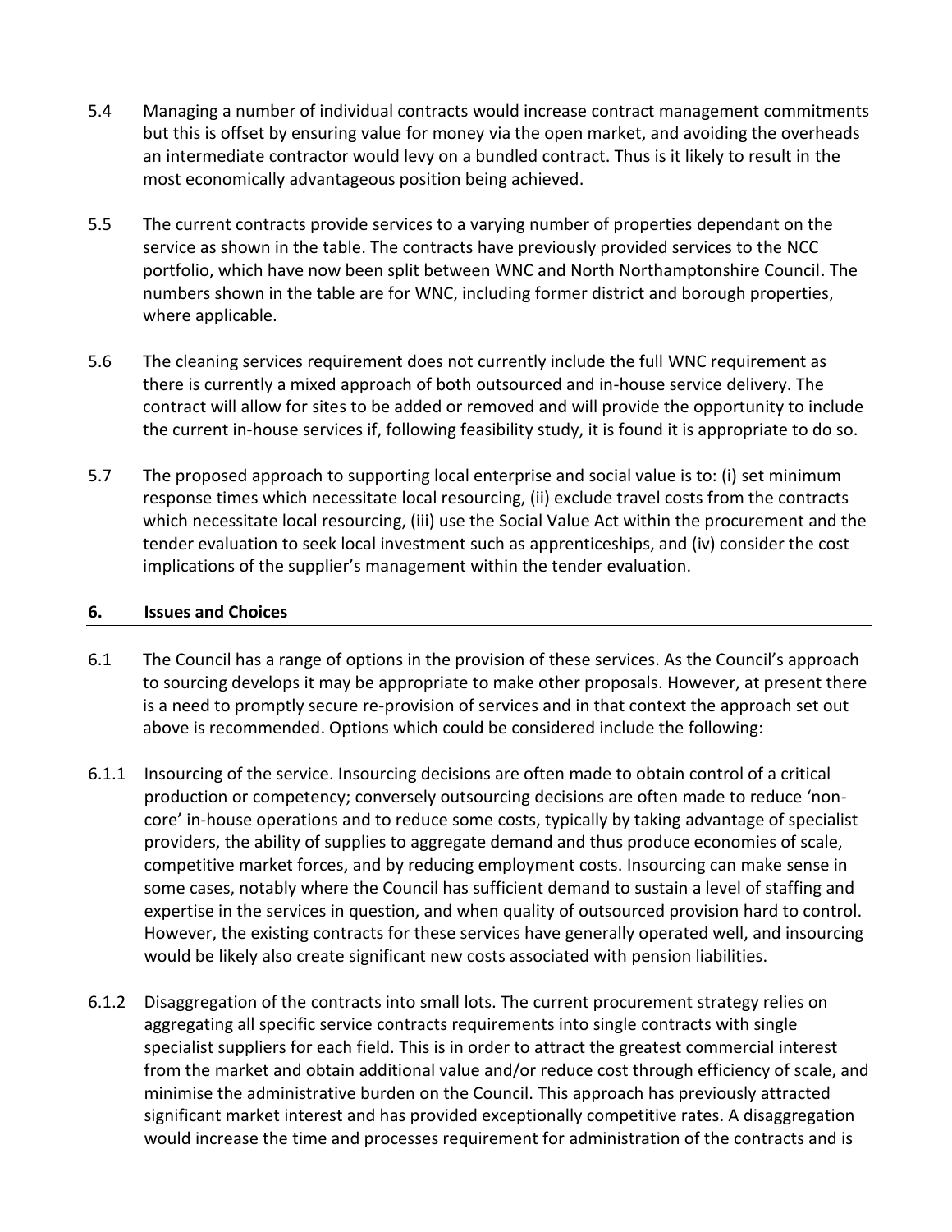5.4 Managing a number of individual contracts would increase contract management commitments but this is offset by ensuring value for money via the open market, and avoiding the overheads an intermediate contractor would levy on a bundled contract. Thus is it likely to result in the most economically advantageous position being achieved.

5.5 The current contracts provide services to a varying number of properties dependant on the service as shown in the table. The contracts have previously provided services to the NCC portfolio, which have now been split between WNC and North Northamptonshire Council. The numbers shown in the table are for WNC, including former district and borough properties, where applicable.

5.6 The cleaning services requirement does not currently include the full WNC requirement as there is currently a mixed approach of both outsourced and in-house service delivery. The contract will allow for sites to be added or removed and will provide the opportunity to include the current in-house services if, following feasibility study, it is found it is appropriate to do so.

5.7 The proposed approach to supporting local enterprise and social value is to: (i) set minimum response times which necessitate local resourcing, (ii) exclude travel costs from the contracts which necessitate local resourcing, (iii) use the Social Value Act within the procurement and the tender evaluation to seek local investment such as apprenticeships, and (iv) consider the cost implications of the supplier's management within the tender evaluation.

## 6. Issues and Choices

6.1 The Council has a range of options in the provision of these services. As the Council's approach to sourcing develops it may be appropriate to make other proposals. However, at present there is a need to promptly secure re-provision of services and in that context the approach set out above is recommended. Options which could be considered include the following:

6.1.1 Insourcing of the service. Insourcing decisions are often made to obtain control of a critical production or competency; conversely outsourcing decisions are often made to reduce 'non-core' in-house operations and to reduce some costs, typically by taking advantage of specialist providers, the ability of supplies to aggregate demand and thus produce economies of scale, competitive market forces, and by reducing employment costs. Insourcing can make sense in some cases, notably where the Council has sufficient demand to sustain a level of staffing and expertise in the services in question, and when quality of outsourced provision hard to control. However, the existing contracts for these services have generally operated well, and insourcing would be likely also create significant new costs associated with pension liabilities.

6.1.2 Disaggregation of the contracts into small lots. The current procurement strategy relies on aggregating all specific service contracts requirements into single contracts with single specialist suppliers for each field. This is in order to attract the greatest commercial interest from the market and obtain additional value and/or reduce cost through efficiency of scale, and minimise the administrative burden on the Council. This approach has previously attracted significant market interest and has provided exceptionally competitive rates. A disaggregation would increase the time and processes requirement for administration of the contracts and is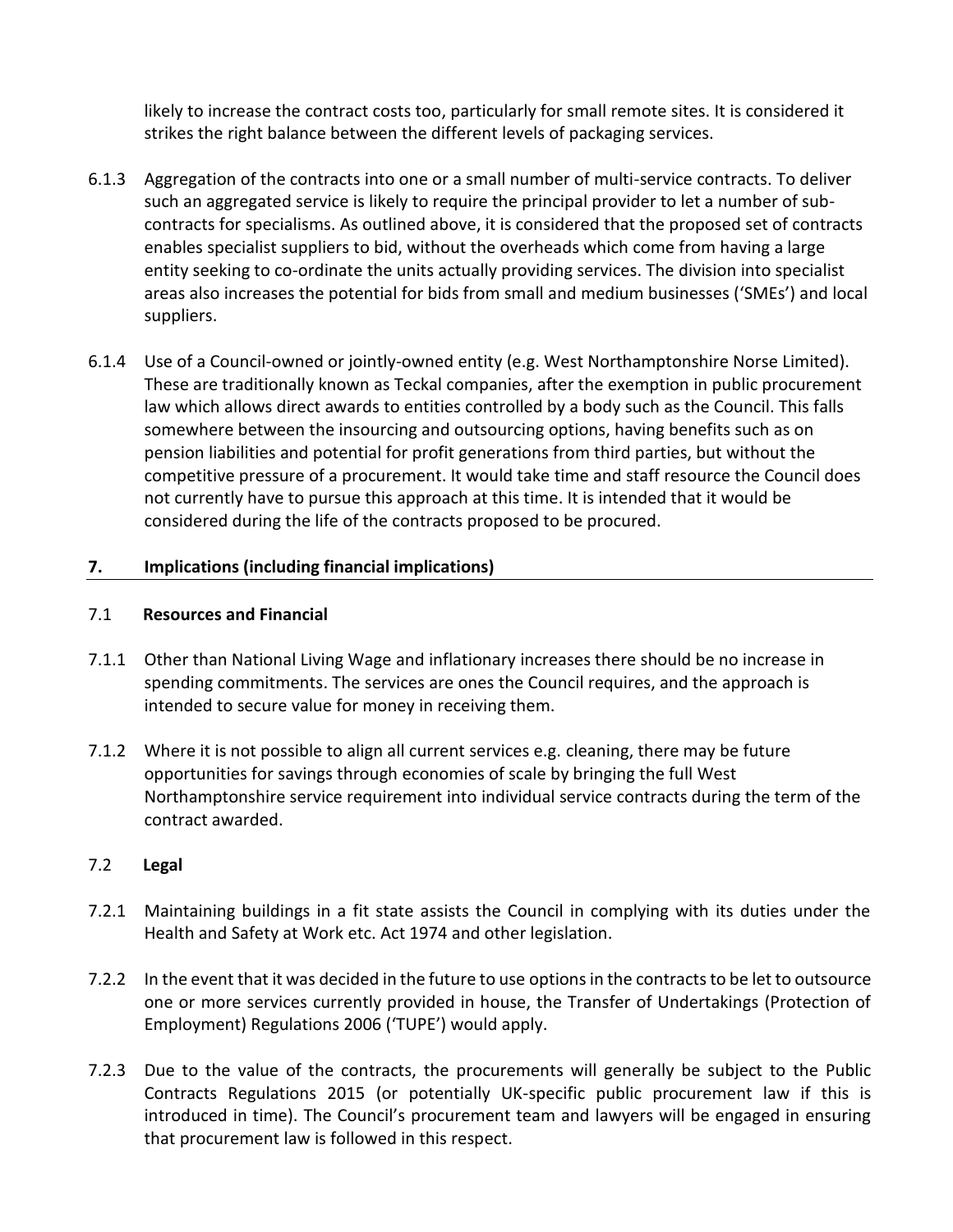likely to increase the contract costs too, particularly for small remote sites. It is considered it strikes the right balance between the different levels of packaging services.

6.1.3 Aggregation of the contracts into one or a small number of multi-service contracts. To deliver such an aggregated service is likely to require the principal provider to let a number of sub-contracts for specialisms. As outlined above, it is considered that the proposed set of contracts enables specialist suppliers to bid, without the overheads which come from having a large entity seeking to co-ordinate the units actually providing services. The division into specialist areas also increases the potential for bids from small and medium businesses ('SMEs') and local suppliers.

6.1.4 Use of a Council-owned or jointly-owned entity (e.g. West Northamptonshire Norse Limited). These are traditionally known as Teckal companies, after the exemption in public procurement law which allows direct awards to entities controlled by a body such as the Council. This falls somewhere between the insourcing and outsourcing options, having benefits such as on pension liabilities and potential for profit generations from third parties, but without the competitive pressure of a procurement. It would take time and staff resource the Council does not currently have to pursue this approach at this time. It is intended that it would be considered during the life of the contracts proposed to be procured.

## 7. Implications (including financial implications)

### 7.1 Resources and Financial

7.1.1 Other than National Living Wage and inflationary increases there should be no increase in spending commitments. The services are ones the Council requires, and the approach is intended to secure value for money in receiving them.

7.1.2 Where it is not possible to align all current services e.g. cleaning, there may be future opportunities for savings through economies of scale by bringing the full West Northamptonshire service requirement into individual service contracts during the term of the contract awarded.

### 7.2 Legal

7.2.1 Maintaining buildings in a fit state assists the Council in complying with its duties under the Health and Safety at Work etc. Act 1974 and other legislation.

7.2.2 In the event that it was decided in the future to use options in the contracts to be let to outsource one or more services currently provided in house, the Transfer of Undertakings (Protection of Employment) Regulations 2006 ('TUPE') would apply.

7.2.3 Due to the value of the contracts, the procurements will generally be subject to the Public Contracts Regulations 2015 (or potentially UK-specific public procurement law if this is introduced in time). The Council's procurement team and lawyers will be engaged in ensuring that procurement law is followed in this respect.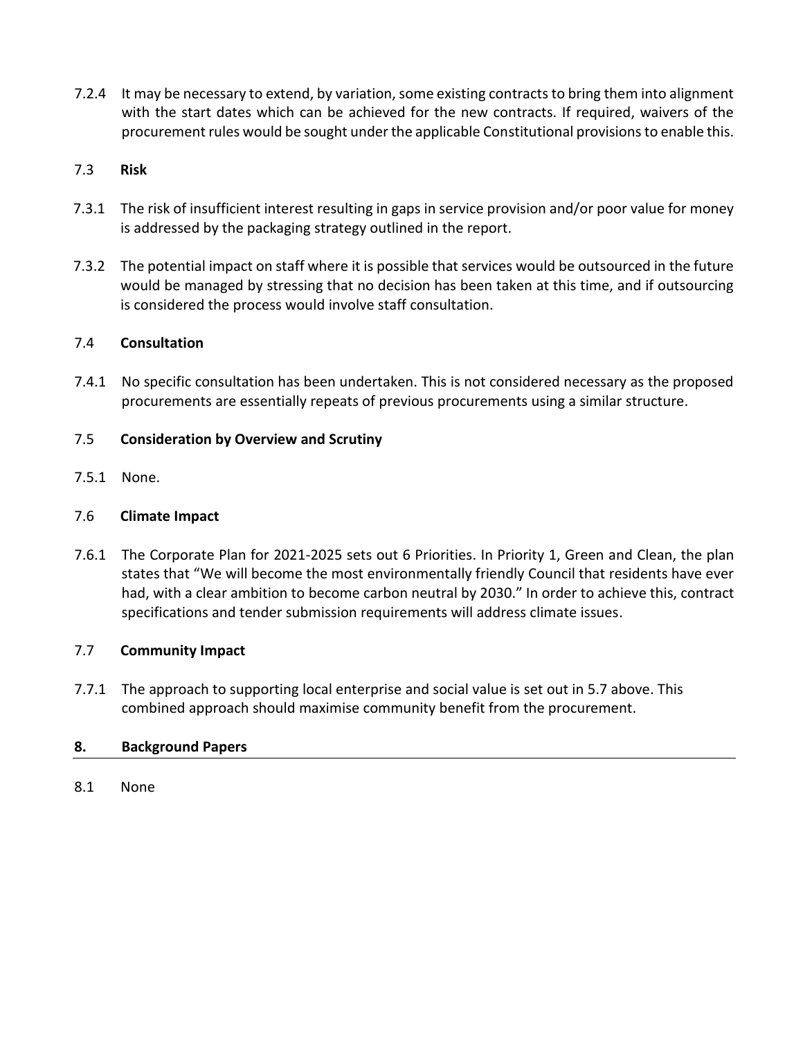7.2.4 It may be necessary to extend, by variation, some existing contracts to bring them into alignment with the start dates which can be achieved for the new contracts. If required, waivers of the procurement rules would be sought under the applicable Constitutional provisions to enable this.

7.3 **Risk**

7.3.1 The risk of insufficient interest resulting in gaps in service provision and/or poor value for money is addressed by the packaging strategy outlined in the report.

7.3.2 The potential impact on staff where it is possible that services would be outsourced in the future would be managed by stressing that no decision has been taken at this time, and if outsourcing is considered the process would involve staff consultation.

7.4 **Consultation**

7.4.1 No specific consultation has been undertaken. This is not considered necessary as the proposed procurements are essentially repeats of previous procurements using a similar structure.

7.5 **Consideration by Overview and Scrutiny**

7.5.1 None.

7.6 **Climate Impact**

7.6.1 The Corporate Plan for 2021-2025 sets out 6 Priorities. In Priority 1, Green and Clean, the plan states that "We will become the most environmentally friendly Council that residents have ever had, with a clear ambition to become carbon neutral by 2030." In order to achieve this, contract specifications and tender submission requirements will address climate issues.

7.7 **Community Impact**

7.7.1 The approach to supporting local enterprise and social value is set out in 5.7 above. This combined approach should maximise community benefit from the procurement.

## 8. Background Papers

8.1 None